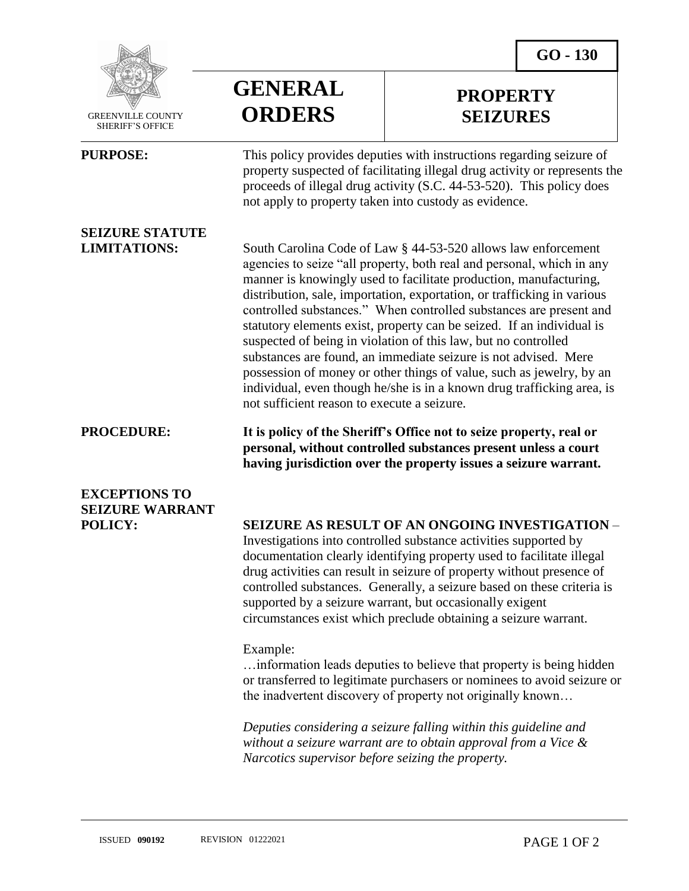GO - 130

GREENVILLE COUNTY SHERIFF'S OFFICE

# GENERAL ORDERS

# PROPERTY SEIZURES

**PURPOSE:** This policy provides deputies with instructions regarding seizure of property suspected of facilitating illegal drug activity or represents the proceeds of illegal drug activity (S.C. 44-53-520). This policy does not apply to property taken into custody as evidence.

**SEIZURE STATUTE LIMITATIONS:** South Carolina Code of Law § 44-53-520 allows law enforcement agencies to seize "all property, both real and personal, which in any manner is knowingly used to facilitate production, manufacturing, distribution, sale, importation, exportation, or trafficking in various controlled substances." When controlled substances are present and statutory elements exist, property can be seized. If an individual is suspected of being in violation of this law, but no controlled substances are found, an immediate seizure is not advised. Mere possession of money or other things of value, such as jewelry, by an individual, even though he/she is in a known drug trafficking area, is not sufficient reason to execute a seizure.

**PROCEDURE:** **It is policy of the Sheriff's Office not to seize property, real or personal, without controlled substances present unless a court having jurisdiction over the property issues a seizure warrant.**

**EXCEPTIONS TO SEIZURE WARRANT POLICY:**

**SEIZURE AS RESULT OF AN ONGOING INVESTIGATION** – Investigations into controlled substance activities supported by documentation clearly identifying property used to facilitate illegal drug activities can result in seizure of property without presence of controlled substances. Generally, a seizure based on these criteria is supported by a seizure warrant, but occasionally exigent circumstances exist which preclude obtaining a seizure warrant.

Example:
…information leads deputies to believe that property is being hidden or transferred to legitimate purchasers or nominees to avoid seizure or the inadvertent discovery of property not originally known…

*Deputies considering a seizure falling within this guideline and without a seizure warrant are to obtain approval from a Vice & Narcotics supervisor before seizing the property.*

ISSUED **090192** REVISION 01222021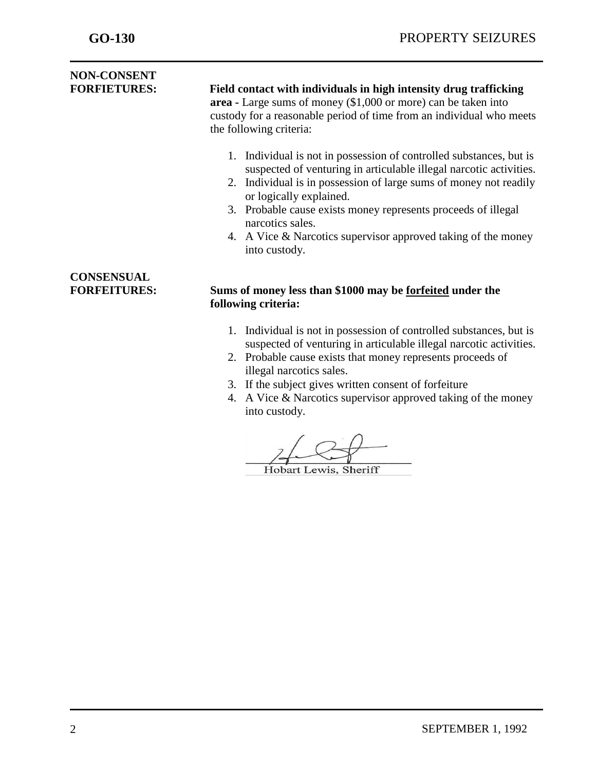**NON-CONSENT FORFIETURES:**

**Field contact with individuals in high intensity drug trafficking area -** Large sums of money ($1,000 or more) can be taken into custody for a reasonable period of time from an individual who meets the following criteria:

1. Individual is not in possession of controlled substances, but is suspected of venturing in articulable illegal narcotic activities.
2. Individual is in possession of large sums of money not readily or logically explained.
3. Probable cause exists money represents proceeds of illegal narcotics sales.
4. A Vice & Narcotics supervisor approved taking of the money into custody.

**CONSENSUAL FORFEITURES:**

**Sums of money less than $1000 may be <u>forfeited</u> under the following criteria:**

1. Individual is not in possession of controlled substances, but is suspected of venturing in articulable illegal narcotic activities.
2. Probable cause exists that money represents proceeds of illegal narcotics sales.
3. If the subject gives written consent of forfeiture
4. A Vice & Narcotics supervisor approved taking of the money into custody.

Hobart Lewis, Sheriff

SEPTEMBER 1, 1992